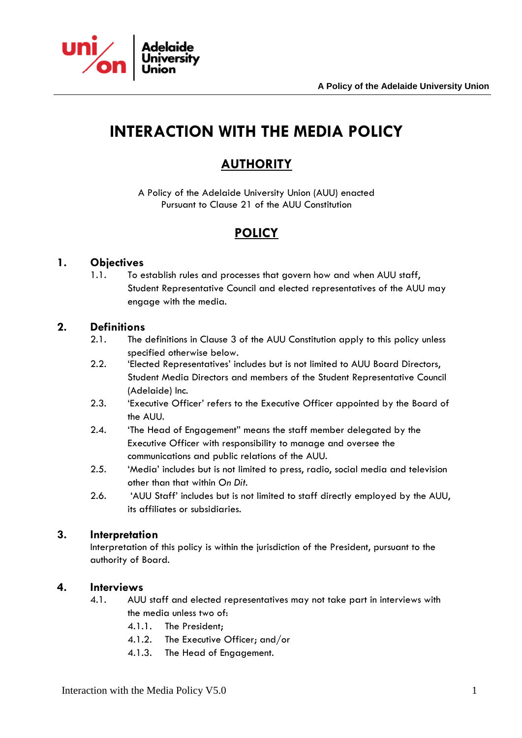# INTERACTION WITH THE MEDIA POLICY

## AUTHORITY

A Policy of the Adelaide University Union (AUU) enacted
Pursuant to Clause 21 of the AUU Constitution

## POLICY

### 1. Objectives

1.1. To establish rules and processes that govern how and when AUU staff, Student Representative Council and elected representatives of the AUU may engage with the media.

### 2. Definitions

2.1. The definitions in Clause 3 of the AUU Constitution apply to this policy unless specified otherwise below.

2.2. 'Elected Representatives' includes but is not limited to AUU Board Directors, Student Media Directors and members of the Student Representative Council (Adelaide) Inc.

2.3. 'Executive Officer' refers to the Executive Officer appointed by the Board of the AUU.

2.4. 'The Head of Engagement" means the staff member delegated by the Executive Officer with responsibility to manage and oversee the communications and public relations of the AUU.

2.5. 'Media' includes but is not limited to press, radio, social media and television other than that within *On Dit*.

2.6. 'AUU Staff' includes but is not limited to staff directly employed by the AUU, its affiliates or subsidiaries.

### 3. Interpretation

Interpretation of this policy is within the jurisdiction of the President, pursuant to the authority of Board.

### 4. Interviews

4.1. AUU staff and elected representatives may not take part in interviews with the media unless two of:

4.1.1. The President;

4.1.2. The Executive Officer; and/or

4.1.3. The Head of Engagement.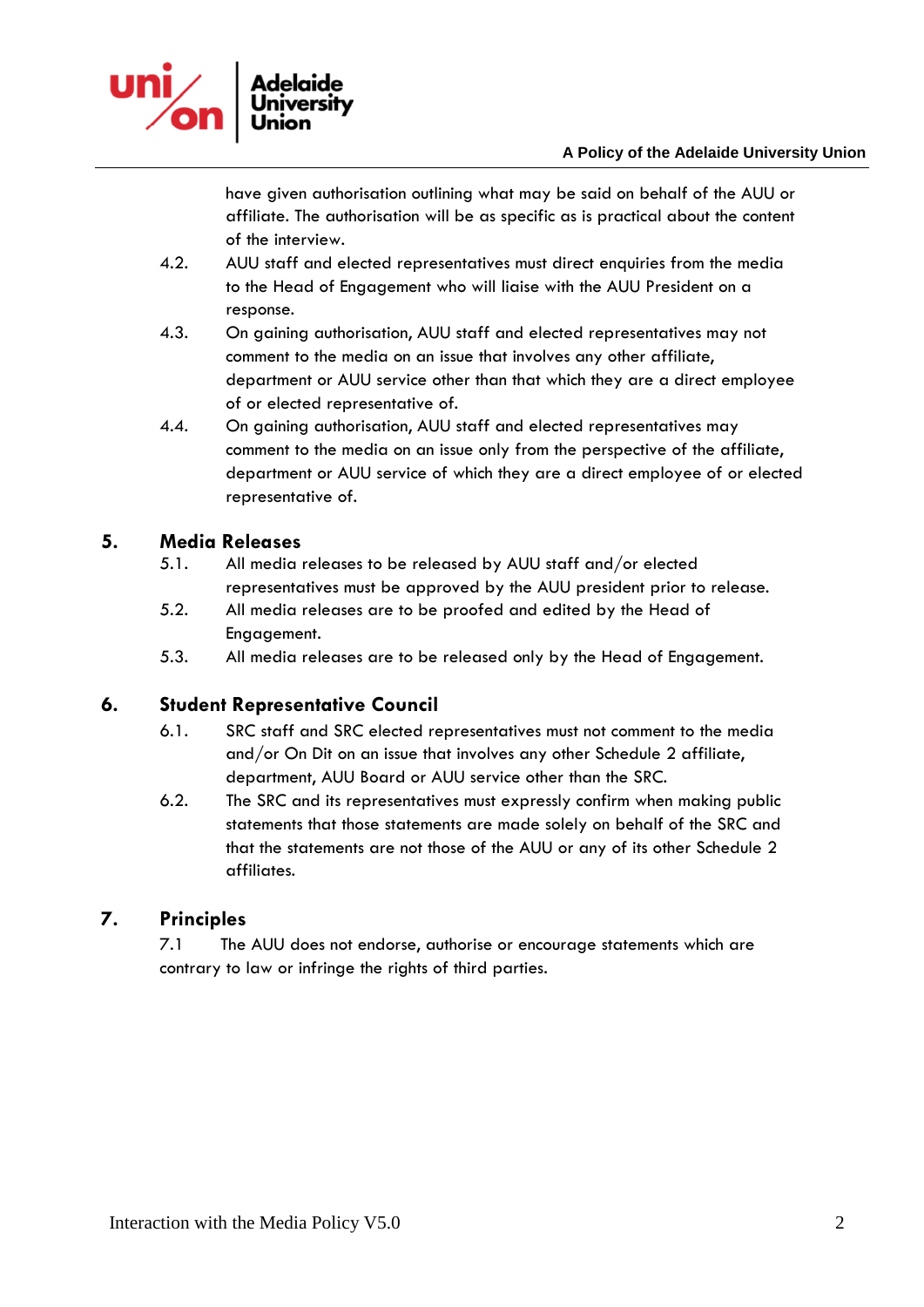have given authorisation outlining what may be said on behalf of the AUU or affiliate. The authorisation will be as specific as is practical about the content of the interview.

4.2. AUU staff and elected representatives must direct enquiries from the media to the Head of Engagement who will liaise with the AUU President on a response.

4.3. On gaining authorisation, AUU staff and elected representatives may not comment to the media on an issue that involves any other affiliate, department or AUU service other than that which they are a direct employee of or elected representative of.

4.4. On gaining authorisation, AUU staff and elected representatives may comment to the media on an issue only from the perspective of the affiliate, department or AUU service of which they are a direct employee of or elected representative of.

## 5. Media Releases

5.1. All media releases to be released by AUU staff and/or elected representatives must be approved by the AUU president prior to release.

5.2. All media releases are to be proofed and edited by the Head of Engagement.

5.3. All media releases are to be released only by the Head of Engagement.

## 6. Student Representative Council

6.1. SRC staff and SRC elected representatives must not comment to the media and/or On Dit on an issue that involves any other Schedule 2 affiliate, department, AUU Board or AUU service other than the SRC.

6.2. The SRC and its representatives must expressly confirm when making public statements that those statements are made solely on behalf of the SRC and that the statements are not those of the AUU or any of its other Schedule 2 affiliates.

## 7. Principles

7.1 The AUU does not endorse, authorise or encourage statements which are contrary to law or infringe the rights of third parties.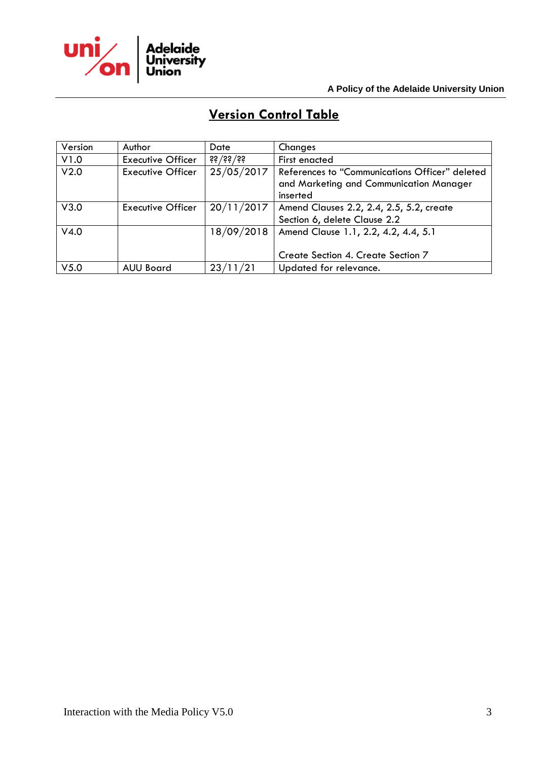## Version Control Table

| Version | Author | Date | Changes |
|---|---|---|---|
| V1.0 | Executive Officer | ??/??/?? | First enacted |
| V2.0 | Executive Officer | 25/05/2017 | References to "Communications Officer" deleted and Marketing and Communication Manager inserted |
| V3.0 | Executive Officer | 20/11/2017 | Amend Clauses 2.2, 2.4, 2.5, 5.2, create Section 6, delete Clause 2.2 |
| V4.0 | | 18/09/2018 | Amend Clause 1.1, 2.2, 4.2, 4.4, 5.1<br><br>Create Section 4. Create Section 7 |
| V5.0 | AUU Board | 23/11/21 | Updated for relevance. |